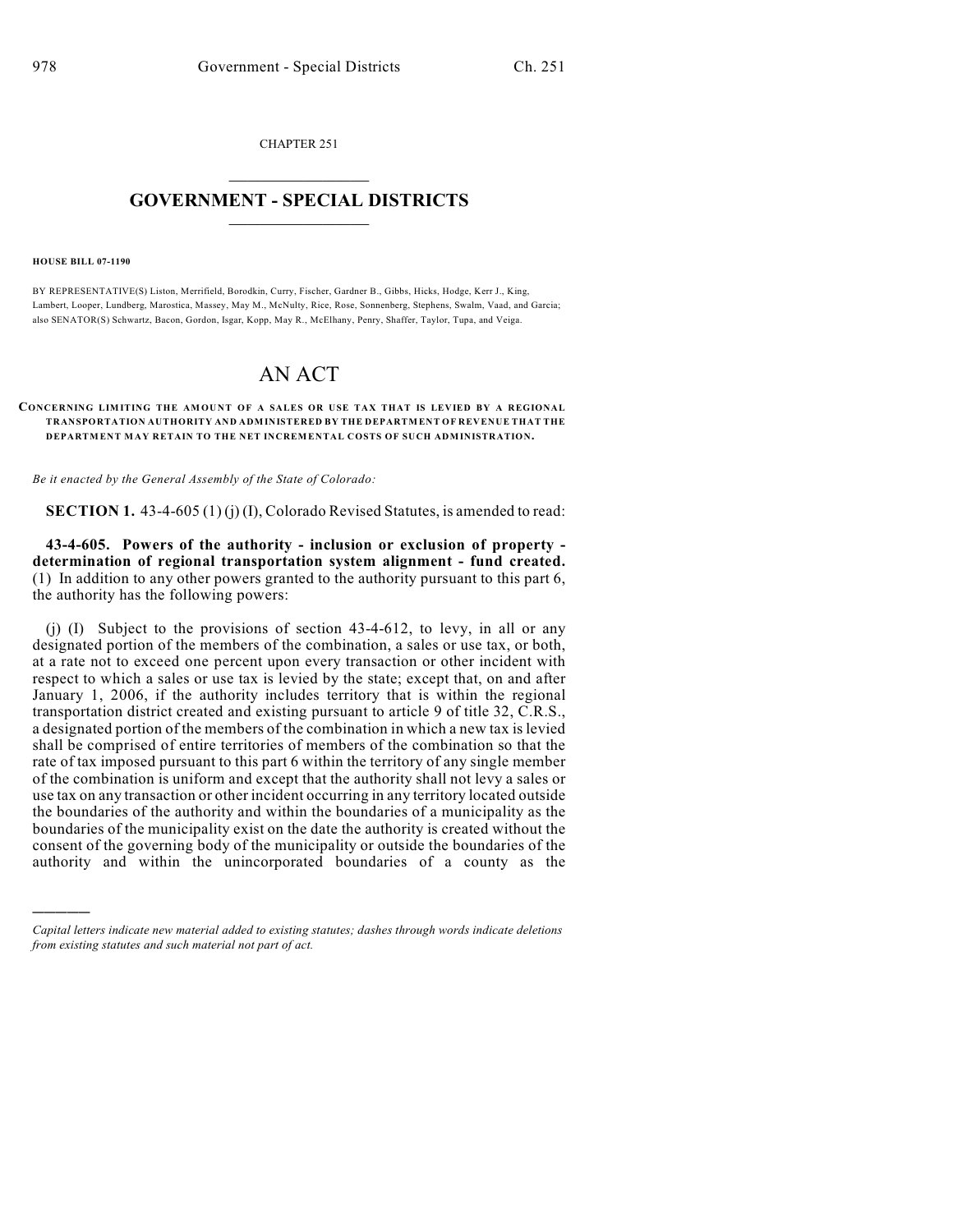CHAPTER 251

# GOVERNMENT - SPECIAL DISTRICTS

**HOUSE BILL 07-1190**

BY REPRESENTATIVE(S) Liston, Merrifield, Borodkin, Curry, Fischer, Gardner B., Gibbs, Hicks, Hodge, Kerr J., King, Lambert, Looper, Lundberg, Marostica, Massey, May M., McNulty, Rice, Rose, Sonnenberg, Stephens, Swalm, Vaad, and Garcia; also SENATOR(S) Schwartz, Bacon, Gordon, Isgar, Kopp, May R., McElhany, Penry, Shaffer, Taylor, Tupa, and Veiga.

# AN ACT

**CONCERNING LIMITING THE AMOUNT OF A SALES OR USE TAX THAT IS LEVIED BY A REGIONAL TRANSPORTATION AUTHORITY AND ADMINISTERED BY THE DEPARTMENT OF REVENUE THAT THE DEPARTMENT MAY RETAIN TO THE NET INCREMENTAL COSTS OF SUCH ADMINISTRATION.**

*Be it enacted by the General Assembly of the State of Colorado:*

**SECTION 1.** 43-4-605 (1) (j) (I), Colorado Revised Statutes, is amended to read:

**43-4-605. Powers of the authority - inclusion or exclusion of property - determination of regional transportation system alignment - fund created.** (1) In addition to any other powers granted to the authority pursuant to this part 6, the authority has the following powers:

(j) (I) Subject to the provisions of section 43-4-612, to levy, in all or any designated portion of the members of the combination, a sales or use tax, or both, at a rate not to exceed one percent upon every transaction or other incident with respect to which a sales or use tax is levied by the state; except that, on and after January 1, 2006, if the authority includes territory that is within the regional transportation district created and existing pursuant to article 9 of title 32, C.R.S., a designated portion of the members of the combination in which a new tax is levied shall be comprised of entire territories of members of the combination so that the rate of tax imposed pursuant to this part 6 within the territory of any single member of the combination is uniform and except that the authority shall not levy a sales or use tax on any transaction or other incident occurring in any territory located outside the boundaries of the authority and within the boundaries of a municipality as the boundaries of the municipality exist on the date the authority is created without the consent of the governing body of the municipality or outside the boundaries of the authority and within the unincorporated boundaries of a county as the

---

*Capital letters indicate new material added to existing statutes; dashes through words indicate deletions from existing statutes and such material not part of act.*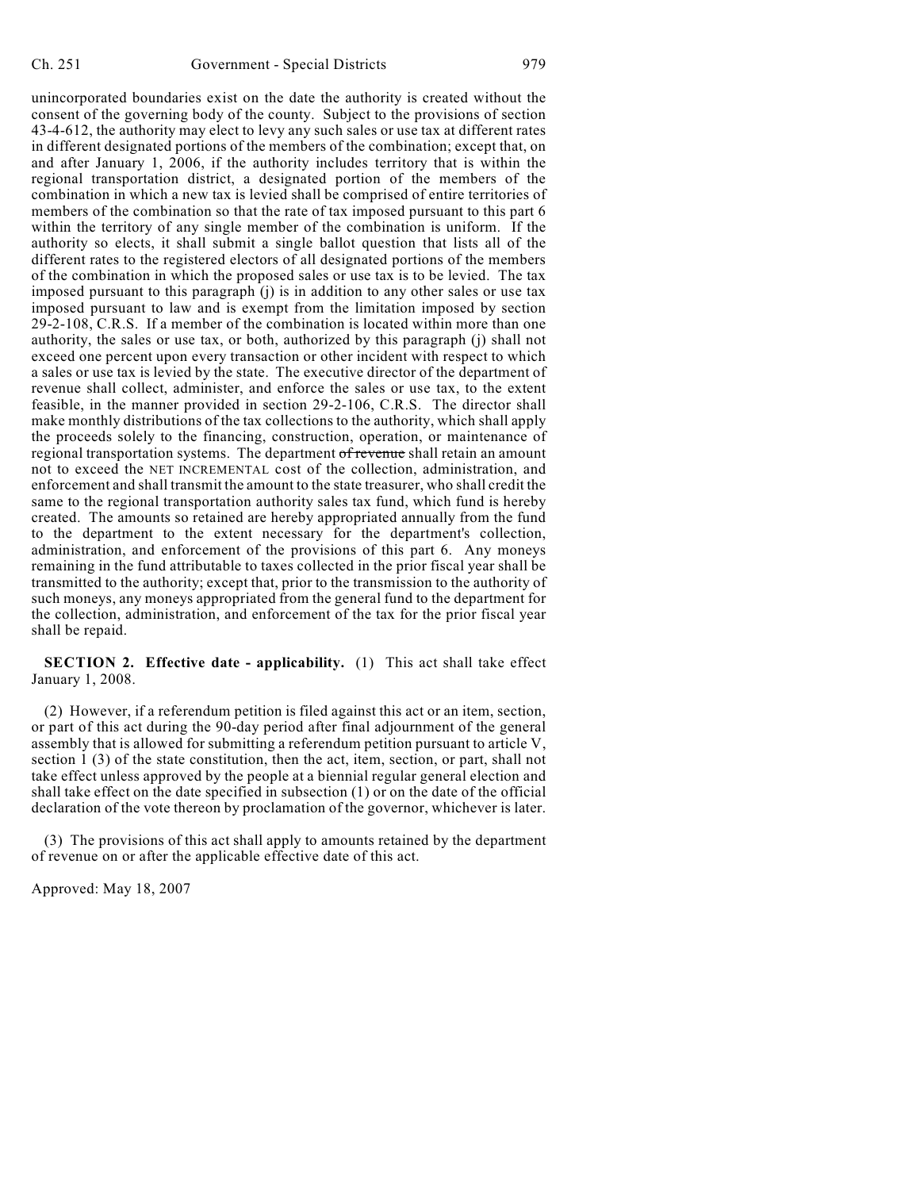unincorporated boundaries exist on the date the authority is created without the consent of the governing body of the county. Subject to the provisions of section 43-4-612, the authority may elect to levy any such sales or use tax at different rates in different designated portions of the members of the combination; except that, on and after January 1, 2006, if the authority includes territory that is within the regional transportation district, a designated portion of the members of the combination in which a new tax is levied shall be comprised of entire territories of members of the combination so that the rate of tax imposed pursuant to this part 6 within the territory of any single member of the combination is uniform. If the authority so elects, it shall submit a single ballot question that lists all of the different rates to the registered electors of all designated portions of the members of the combination in which the proposed sales or use tax is to be levied. The tax imposed pursuant to this paragraph (j) is in addition to any other sales or use tax imposed pursuant to law and is exempt from the limitation imposed by section 29-2-108, C.R.S. If a member of the combination is located within more than one authority, the sales or use tax, or both, authorized by this paragraph (j) shall not exceed one percent upon every transaction or other incident with respect to which a sales or use tax is levied by the state. The executive director of the department of revenue shall collect, administer, and enforce the sales or use tax, to the extent feasible, in the manner provided in section 29-2-106, C.R.S. The director shall make monthly distributions of the tax collections to the authority, which shall apply the proceeds solely to the financing, construction, operation, or maintenance of regional transportation systems. The department ~~of revenue~~ shall retain an amount not to exceed the NET INCREMENTAL cost of the collection, administration, and enforcement and shall transmit the amount to the state treasurer, who shall credit the same to the regional transportation authority sales tax fund, which fund is hereby created. The amounts so retained are hereby appropriated annually from the fund to the department to the extent necessary for the department's collection, administration, and enforcement of the provisions of this part 6. Any moneys remaining in the fund attributable to taxes collected in the prior fiscal year shall be transmitted to the authority; except that, prior to the transmission to the authority of such moneys, any moneys appropriated from the general fund to the department for the collection, administration, and enforcement of the tax for the prior fiscal year shall be repaid.

**SECTION 2. Effective date - applicability.** (1) This act shall take effect January 1, 2008.

(2) However, if a referendum petition is filed against this act or an item, section, or part of this act during the 90-day period after final adjournment of the general assembly that is allowed for submitting a referendum petition pursuant to article V, section 1 (3) of the state constitution, then the act, item, section, or part, shall not take effect unless approved by the people at a biennial regular general election and shall take effect on the date specified in subsection (1) or on the date of the official declaration of the vote thereon by proclamation of the governor, whichever is later.

(3) The provisions of this act shall apply to amounts retained by the department of revenue on or after the applicable effective date of this act.

Approved: May 18, 2007